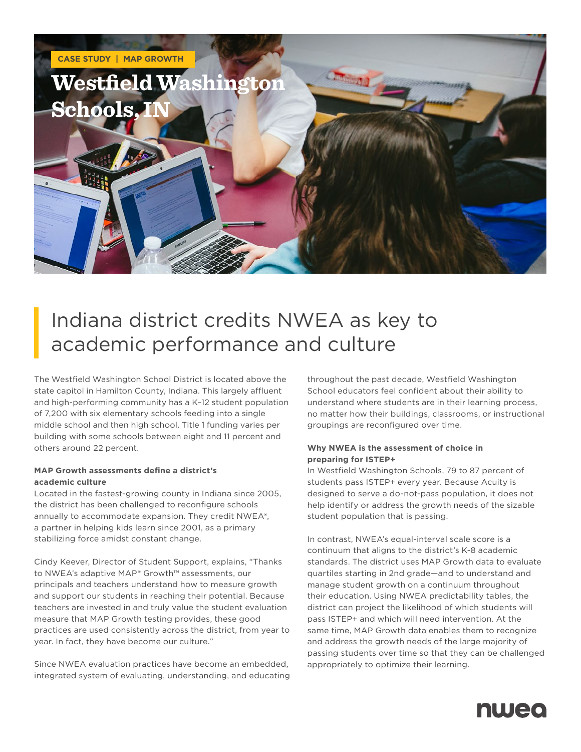CASE STUDY | MAP GROWTH

# Westfield Washington Schools, IN

## Indiana district credits NWEA as key to academic performance and culture

The Westfield Washington School District is located above the state capitol in Hamilton County, Indiana. This largely affluent and high-performing community has a K–12 student population of 7,200 with six elementary schools feeding into a single middle school and then high school. Title 1 funding varies per building with some schools between eight and 11 percent and others around 22 percent.

### MAP Growth assessments define a district's academic culture

Located in the fastest-growing county in Indiana since 2005, the district has been challenged to reconfigure schools annually to accommodate expansion. They credit NWEA®, a partner in helping kids learn since 2001, as a primary stabilizing force amidst constant change.

Cindy Keever, Director of Student Support, explains, "Thanks to NWEA's adaptive MAP® Growth™ assessments, our principals and teachers understand how to measure growth and support our students in reaching their potential. Because teachers are invested in and truly value the student evaluation measure that MAP Growth testing provides, these good practices are used consistently across the district, from year to year. In fact, they have become our culture."

Since NWEA evaluation practices have become an embedded, integrated system of evaluating, understanding, and educating throughout the past decade, Westfield Washington School educators feel confident about their ability to understand where students are in their learning process, no matter how their buildings, classrooms, or instructional groupings are reconfigured over time.

### Why NWEA is the assessment of choice in preparing for ISTEP+

In Westfield Washington Schools, 79 to 87 percent of students pass ISTEP+ every year. Because Acuity is designed to serve a do-not-pass population, it does not help identify or address the growth needs of the sizable student population that is passing.

In contrast, NWEA's equal-interval scale score is a continuum that aligns to the district's K-8 academic standards. The district uses MAP Growth data to evaluate quartiles starting in 2nd grade—and to understand and manage student growth on a continuum throughout their education. Using NWEA predictability tables, the district can project the likelihood of which students will pass ISTEP+ and which will need intervention. At the same time, MAP Growth data enables them to recognize and address the growth needs of the large majority of passing students over time so that they can be challenged appropriately to optimize their learning.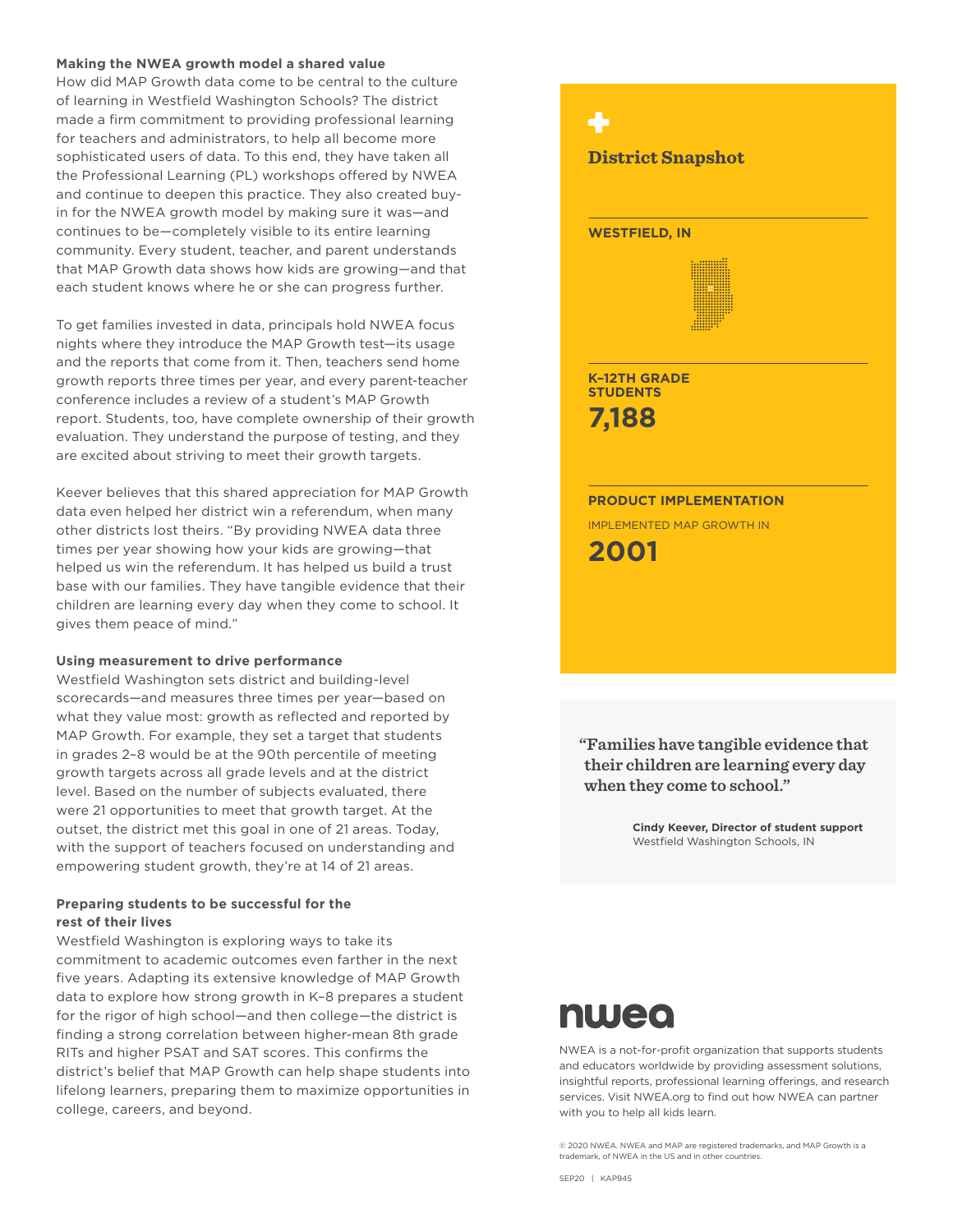### Making the NWEA growth model a shared value

How did MAP Growth data come to be central to the culture of learning in Westfield Washington Schools? The district made a firm commitment to providing professional learning for teachers and administrators, to help all become more sophisticated users of data. To this end, they have taken all the Professional Learning (PL) workshops offered by NWEA and continue to deepen this practice. They also created buy-in for the NWEA growth model by making sure it was—and continues to be—completely visible to its entire learning community. Every student, teacher, and parent understands that MAP Growth data shows how kids are growing—and that each student knows where he or she can progress further.

To get families invested in data, principals hold NWEA focus nights where they introduce the MAP Growth test—its usage and the reports that come from it. Then, teachers send home growth reports three times per year, and every parent-teacher conference includes a review of a student's MAP Growth report. Students, too, have complete ownership of their growth evaluation. They understand the purpose of testing, and they are excited about striving to meet their growth targets.

Keever believes that this shared appreciation for MAP Growth data even helped her district win a referendum, when many other districts lost theirs. "By providing NWEA data three times per year showing how your kids are growing—that helped us win the referendum. It has helped us build a trust base with our families. They have tangible evidence that their children are learning every day when they come to school. It gives them peace of mind."

### Using measurement to drive performance

Westfield Washington sets district and building-level scorecards—and measures three times per year—based on what they value most: growth as reflected and reported by MAP Growth. For example, they set a target that students in grades 2–8 would be at the 90th percentile of meeting growth targets across all grade levels and at the district level. Based on the number of subjects evaluated, there were 21 opportunities to meet that growth target. At the outset, the district met this goal in one of 21 areas. Today, with the support of teachers focused on understanding and empowering student growth, they're at 14 of 21 areas.

### Preparing students to be successful for the rest of their lives

Westfield Washington is exploring ways to take its commitment to academic outcomes even farther in the next five years. Adapting its extensive knowledge of MAP Growth data to explore how strong growth in K–8 prepares a student for the rigor of high school—and then college—the district is finding a strong correlation between higher-mean 8th grade RITs and higher PSAT and SAT scores. This confirms the district's belief that MAP Growth can help shape students into lifelong learners, preparing them to maximize opportunities in college, careers, and beyond.

## District Snapshot

**WESTFIELD, IN**

**K–12TH GRADE STUDENTS**

**7,188**

**PRODUCT IMPLEMENTATION**

IMPLEMENTED MAP GROWTH IN

**2001**

> **"Families have tangible evidence that their children are learning every day when they come to school."**
>
> **Cindy Keever, Director of student support**
> Westfield Washington Schools, IN

**nwea**

NWEA is a not-for-profit organization that supports students and educators worldwide by providing assessment solutions, insightful reports, professional learning offerings, and research services. Visit NWEA.org to find out how NWEA can partner with you to help all kids learn.

© 2020 NWEA. NWEA and MAP are registered trademarks, and MAP Growth is a trademark, of NWEA in the US and in other countries.

SEP20 | KAP945